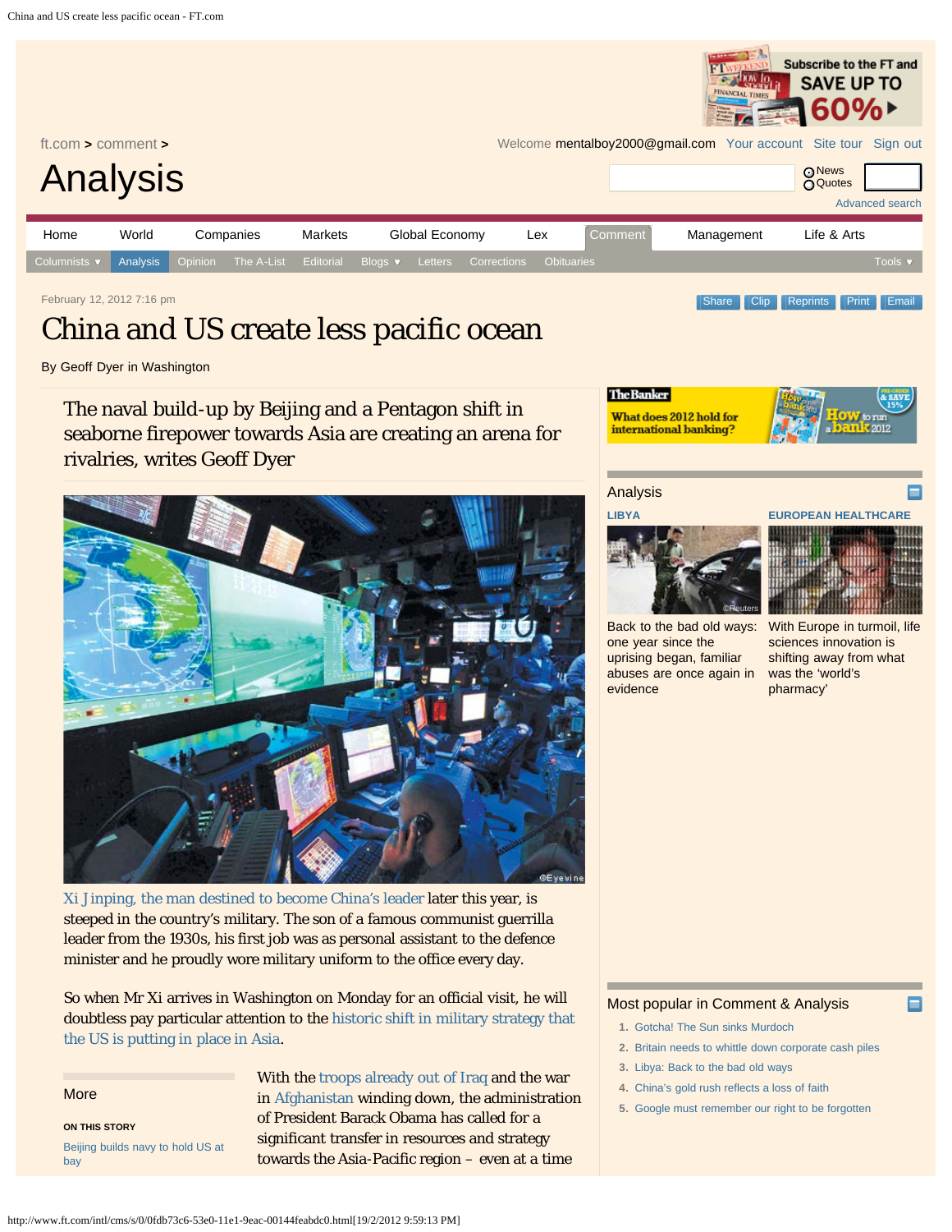ft.com > comment >

# Analysis

February 12, 2012 7:16 pm

# China and US create less pacific ocean

By Geoff Dyer in Washington

## The naval build-up by Beijing and a Pentagon shift in seaborne firepower towards Asia are creating an arena for rivalries, writes Geoff Dyer

©Eyevine

Xi Jinping, the man destined to become China's leader later this year, is steeped in the country's military. The son of a famous communist guerrilla leader from the 1930s, his first job was as personal assistant to the defence minister and he proudly wore military uniform to the office every day.

So when Mr Xi arrives in Washington on Monday for an official visit, he will doubtless pay particular attention to the historic shift in military strategy that the US is putting in place in Asia.

With the troops already out of Iraq and the war in Afghanistan winding down, the administration of President Barack Obama has called for a significant transfer in resources and strategy towards the Asia-Pacific region – even at a time

**More**

**ON THIS STORY**

Beijing builds navy to hold US at bay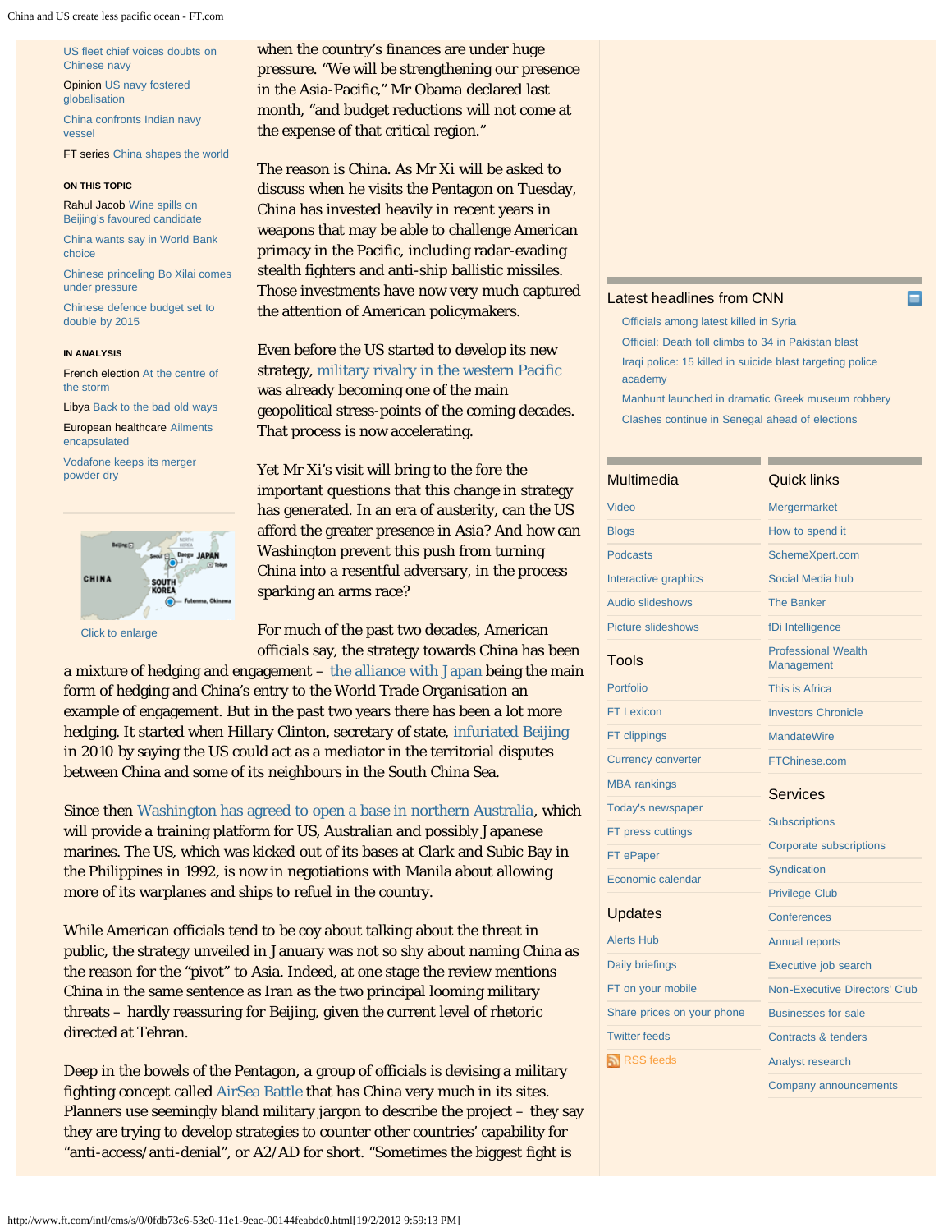US fleet chief voices doubts on Chinese navy

Opinion US navy fostered globalisation

China confronts Indian navy vessel

FT series China shapes the world

**ON THIS TOPIC**

Rahul Jacob Wine spills on Beijing's favoured candidate

China wants say in World Bank choice

Chinese princeling Bo Xilai comes under pressure

Chinese defence budget set to double by 2015

**IN ANALYSIS**

French election At the centre of the storm

Libya Back to the bad old ways

European healthcare Ailments encapsulated

Vodafone keeps its merger powder dry

Click to enlarge

when the country's finances are under huge pressure. "We will be strengthening our presence in the Asia-Pacific," Mr Obama declared last month, "and budget reductions will not come at the expense of that critical region."

The reason is China. As Mr Xi will be asked to discuss when he visits the Pentagon on Tuesday, China has invested heavily in recent years in weapons that may be able to challenge American primacy in the Pacific, including radar-evading stealth fighters and anti-ship ballistic missiles. Those investments have now very much captured the attention of American policymakers.

Even before the US started to develop its new strategy, military rivalry in the western Pacific was already becoming one of the main geopolitical stress-points of the coming decades. That process is now accelerating.

Yet Mr Xi's visit will bring to the fore the important questions that this change in strategy has generated. In an era of austerity, can the US afford the greater presence in Asia? And how can Washington prevent this push from turning China into a resentful adversary, in the process sparking an arms race?

For much of the past two decades, American officials say, the strategy towards China has been a mixture of hedging and engagement – the alliance with Japan being the main form of hedging and China's entry to the World Trade Organisation an example of engagement. But in the past two years there has been a lot more hedging. It started when Hillary Clinton, secretary of state, infuriated Beijing in 2010 by saying the US could act as a mediator in the territorial disputes between China and some of its neighbours in the South China Sea.

Since then Washington has agreed to open a base in northern Australia, which will provide a training platform for US, Australian and possibly Japanese marines. The US, which was kicked out of its bases at Clark and Subic Bay in the Philippines in 1992, is now in negotiations with Manila about allowing more of its warplanes and ships to refuel in the country.

While American officials tend to be coy about talking about the threat in public, the strategy unveiled in January was not so shy about naming China as the reason for the "pivot" to Asia. Indeed, at one stage the review mentions China in the same sentence as Iran as the two principal looming military threats – hardly reassuring for Beijing, given the current level of rhetoric directed at Tehran.

Deep in the bowels of the Pentagon, a group of officials is devising a military fighting concept called AirSea Battle that has China very much in its sites. Planners use seemingly bland military jargon to describe the project – they say they are trying to develop strategies to counter other countries' capability for "anti-access/anti-denial", or A2/AD for short. "Sometimes the biggest fight is

**Latest headlines from CNN**

- Officials among latest killed in Syria
- Official: Death toll climbs to 34 in Pakistan blast
- Iraqi police: 15 killed in suicide blast targeting police academy
- Manhunt launched in dramatic Greek museum robbery
- Clashes continue in Senegal ahead of elections

**Multimedia**

- Video
- Blogs
- Podcasts
- Interactive graphics
- Audio slideshows
- Picture slideshows

**Tools**

- Portfolio
- FT Lexicon
- FT clippings
- Currency converter
- MBA rankings
- Today's newspaper
- FT press cuttings
- FT ePaper
- Economic calendar

**Updates**

- Alerts Hub
- Daily briefings
- FT on your mobile
- Share prices on your phone
- Twitter feeds
- RSS feeds

**Quick links**

- Mergermarket
- How to spend it
- SchemeXpert.com
- Social Media hub
- The Banker
- fDi Intelligence
- Professional Wealth Management
- This is Africa
- Investors Chronicle
- MandateWire
- FTChinese.com

**Services**

- Subscriptions
- Corporate subscriptions
- Syndication
- Privilege Club
- Conferences
- Annual reports
- Executive job search
- Non-Executive Directors' Club
- Businesses for sale
- Contracts & tenders
- Analyst research
- Company announcements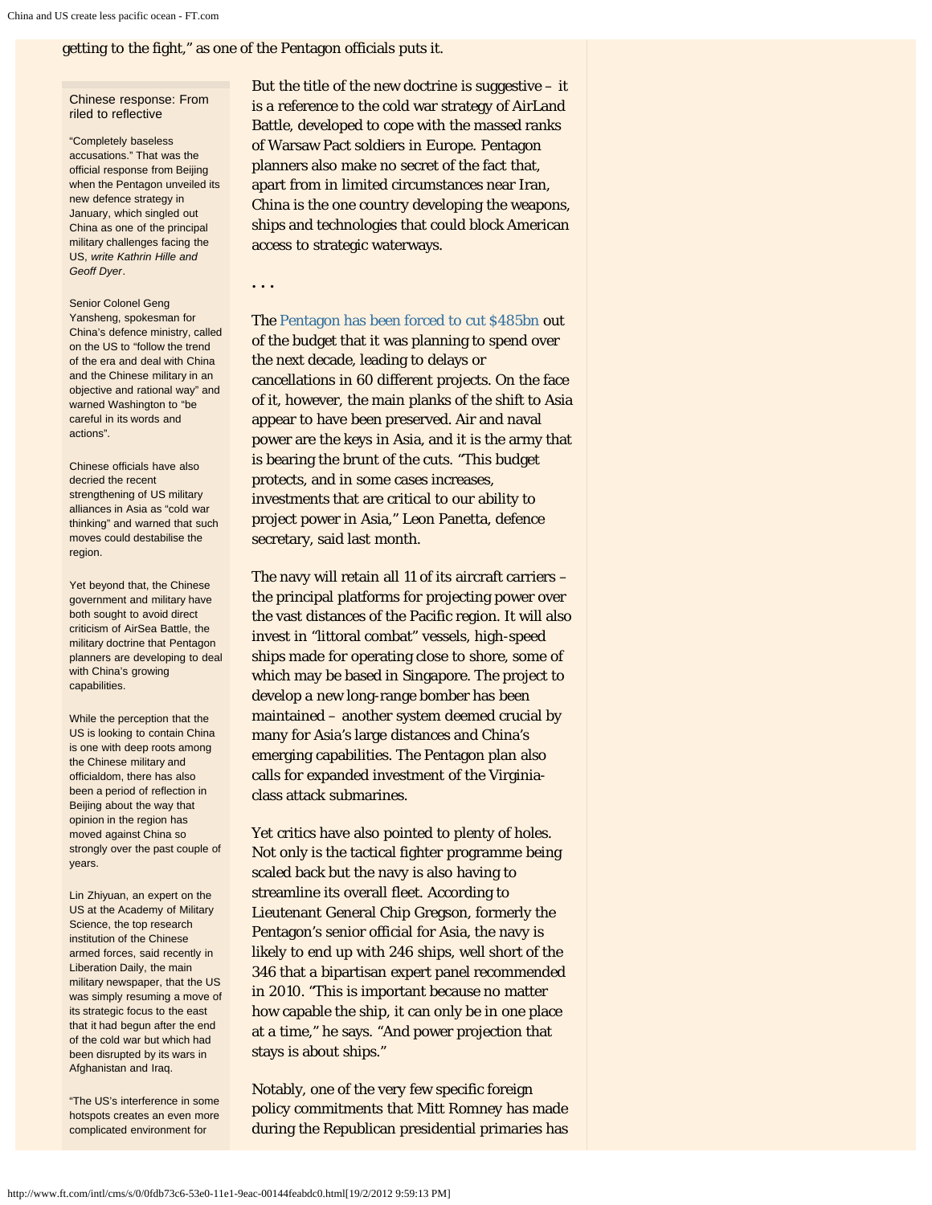getting to the fight," as one of the Pentagon officials puts it.

But the title of the new doctrine is suggestive – it is a reference to the cold war strategy of AirLand Battle, developed to cope with the massed ranks of Warsaw Pact soldiers in Europe. Pentagon planners also make no secret of the fact that, apart from in limited circumstances near Iran, China is the one country developing the weapons, ships and technologies that could block American access to strategic waterways.

. . .

The Pentagon has been forced to cut $485bn out of the budget that it was planning to spend over the next decade, leading to delays or cancellations in 60 different projects. On the face of it, however, the main planks of the shift to Asia appear to have been preserved. Air and naval power are the keys in Asia, and it is the army that is bearing the brunt of the cuts. "This budget protects, and in some cases increases, investments that are critical to our ability to project power in Asia," Leon Panetta, defence secretary, said last month.

The navy will retain all 11 of its aircraft carriers – the principal platforms for projecting power over the vast distances of the Pacific region. It will also invest in "littoral combat" vessels, high-speed ships made for operating close to shore, some of which may be based in Singapore. The project to develop a new long-range bomber has been maintained – another system deemed crucial by many for Asia's large distances and China's emerging capabilities. The Pentagon plan also calls for expanded investment of the Virginia-class attack submarines.

Yet critics have also pointed to plenty of holes. Not only is the tactical fighter programme being scaled back but the navy is also having to streamline its overall fleet. According to Lieutenant General Chip Gregson, formerly the Pentagon's senior official for Asia, the navy is likely to end up with 246 ships, well short of the 346 that a bipartisan expert panel recommended in 2010. "This is important because no matter how capable the ship, it can only be in one place at a time," he says. "And power projection that stays is about ships."

Notably, one of the very few specific foreign policy commitments that Mitt Romney has made during the Republican presidential primaries has

### Chinese response: From riled to reflective

"Completely baseless accusations." That was the official response from Beijing when the Pentagon unveiled its new defence strategy in January, which singled out China as one of the principal military challenges facing the US, *write Kathrin Hille and Geoff Dyer*.

Senior Colonel Geng Yansheng, spokesman for China's defence ministry, called on the US to "follow the trend of the era and deal with China and the Chinese military in an objective and rational way" and warned Washington to "be careful in its words and actions".

Chinese officials have also decried the recent strengthening of US military alliances in Asia as "cold war thinking" and warned that such moves could destabilise the region.

Yet beyond that, the Chinese government and military have both sought to avoid direct criticism of AirSea Battle, the military doctrine that Pentagon planners are developing to deal with China's growing capabilities.

While the perception that the US is looking to contain China is one with deep roots among the Chinese military and officialdom, there has also been a period of reflection in Beijing about the way that opinion in the region has moved against China so strongly over the past couple of years.

Lin Zhiyuan, an expert on the US at the Academy of Military Science, the top research institution of the Chinese armed forces, said recently in Liberation Daily, the main military newspaper, that the US was simply resuming a move of its strategic focus to the east that it had begun after the end of the cold war but which had been disrupted by its wars in Afghanistan and Iraq.

"The US's interference in some hotspots creates an even more complicated environment for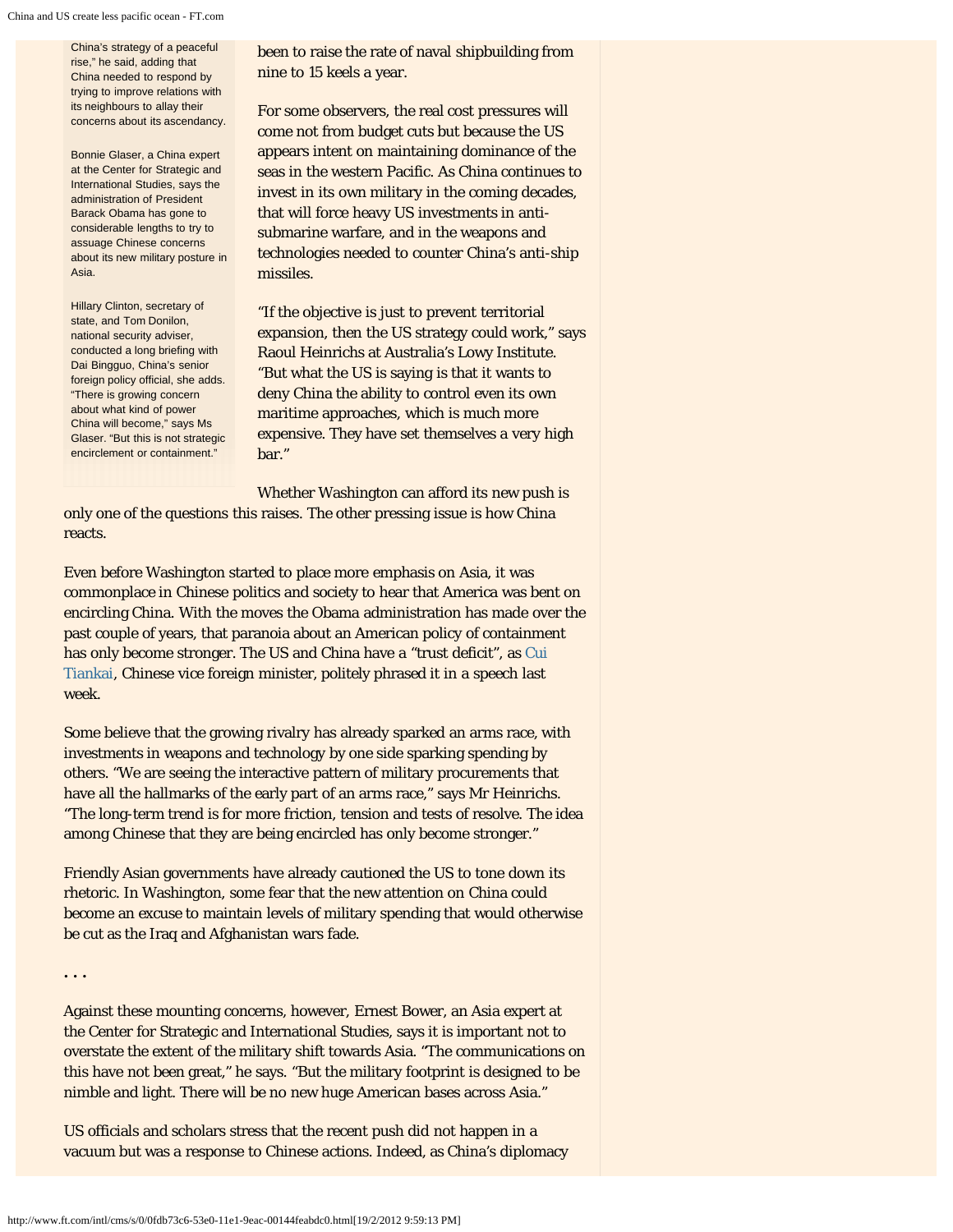China's strategy of a peaceful rise," he said, adding that China needed to respond by trying to improve relations with its neighbours to allay their concerns about its ascendancy.

Bonnie Glaser, a China expert at the Center for Strategic and International Studies, says the administration of President Barack Obama has gone to considerable lengths to try to assuage Chinese concerns about its new military posture in Asia.

Hillary Clinton, secretary of state, and Tom Donilon, national security adviser, conducted a long briefing with Dai Bingguo, China's senior foreign policy official, she adds. "There is growing concern about what kind of power China will become," says Ms Glaser. "But this is not strategic encirclement or containment."

been to raise the rate of naval shipbuilding from nine to 15 keels a year.

For some observers, the real cost pressures will come not from budget cuts but because the US appears intent on maintaining dominance of the seas in the western Pacific. As China continues to invest in its own military in the coming decades, that will force heavy US investments in anti-submarine warfare, and in the weapons and technologies needed to counter China's anti-ship missiles.

"If the objective is just to prevent territorial expansion, then the US strategy could work," says Raoul Heinrichs at Australia's Lowy Institute. "But what the US is saying is that it wants to deny China the ability to control even its own maritime approaches, which is much more expensive. They have set themselves a very high bar."

Whether Washington can afford its new push is only one of the questions this raises. The other pressing issue is how China reacts.

Even before Washington started to place more emphasis on Asia, it was commonplace in Chinese politics and society to hear that America was bent on encircling China. With the moves the Obama administration has made over the past couple of years, that paranoia about an American policy of containment has only become stronger. The US and China have a "trust deficit", as Cui Tiankai, Chinese vice foreign minister, politely phrased it in a speech last week.

Some believe that the growing rivalry has already sparked an arms race, with investments in weapons and technology by one side sparking spending by others. "We are seeing the interactive pattern of military procurements that have all the hallmarks of the early part of an arms race," says Mr Heinrichs. "The long-term trend is for more friction, tension and tests of resolve. The idea among Chinese that they are being encircled has only become stronger."

Friendly Asian governments have already cautioned the US to tone down its rhetoric. In Washington, some fear that the new attention on China could become an excuse to maintain levels of military spending that would otherwise be cut as the Iraq and Afghanistan wars fade.

. . .

Against these mounting concerns, however, Ernest Bower, an Asia expert at the Center for Strategic and International Studies, says it is important not to overstate the extent of the military shift towards Asia. "The communications on this have not been great," he says. "But the military footprint is designed to be nimble and light. There will be no new huge American bases across Asia."

US officials and scholars stress that the recent push did not happen in a vacuum but was a response to Chinese actions. Indeed, as China's diplomacy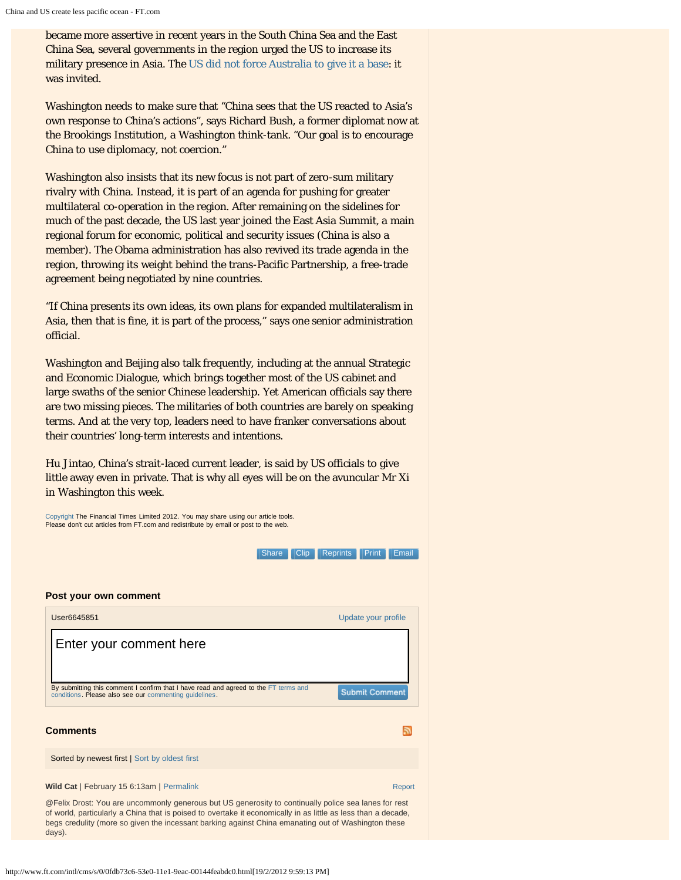became more assertive in recent years in the South China Sea and the East China Sea, several governments in the region urged the US to increase its military presence in Asia. The US did not force Australia to give it a base: it was invited.

Washington needs to make sure that "China sees that the US reacted to Asia's own response to China's actions", says Richard Bush, a former diplomat now at the Brookings Institution, a Washington think-tank. "Our goal is to encourage China to use diplomacy, not coercion."

Washington also insists that its new focus is not part of zero-sum military rivalry with China. Instead, it is part of an agenda for pushing for greater multilateral co-operation in the region. After remaining on the sidelines for much of the past decade, the US last year joined the East Asia Summit, a main regional forum for economic, political and security issues (China is also a member). The Obama administration has also revived its trade agenda in the region, throwing its weight behind the trans-Pacific Partnership, a free-trade agreement being negotiated by nine countries.

"If China presents its own ideas, its own plans for expanded multilateralism in Asia, then that is fine, it is part of the process," says one senior administration official.

Washington and Beijing also talk frequently, including at the annual Strategic and Economic Dialogue, which brings together most of the US cabinet and large swaths of the senior Chinese leadership. Yet American officials say there are two missing pieces. The militaries of both countries are barely on speaking terms. And at the very top, leaders need to have franker conversations about their countries' long-term interests and intentions.

Hu Jintao, China's strait-laced current leader, is said by US officials to give little away even in private. That is why all eyes will be on the avuncular Mr Xi in Washington this week.

Copyright The Financial Times Limited 2012. You may share using our article tools. Please don't cut articles from FT.com and redistribute by email or post to the web.

Share | Clip | Reprints | Print | Email

**Post your own comment**

User6645851 | Update your profile

Enter your comment here

By submitting this comment I confirm that I have read and agreed to the FT terms and conditions. Please also see our commenting guidelines.

Submit Comment

**Comments**

Sorted by newest first | Sort by oldest first

**Wild Cat** | February 15 6:13am | Permalink | Report

@Felix Drost: You are uncommonly generous but US generosity to continually police sea lanes for rest of world, particularly a China that is poised to overtake it economically in as little as less than a decade, begs credulity (more so given the incessant barking against China emanating out of Washington these days).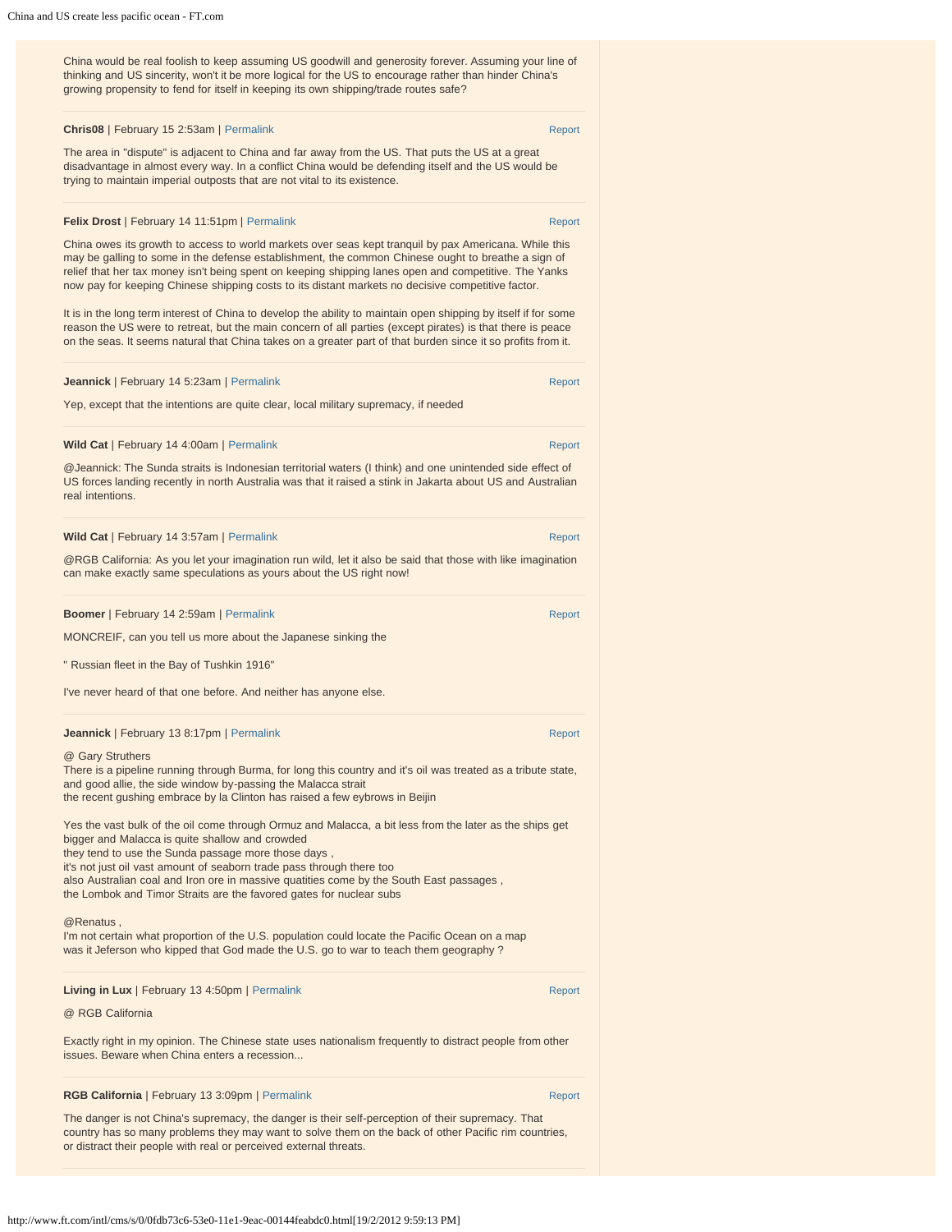China would be real foolish to keep assuming US goodwill and generosity forever. Assuming your line of thinking and US sincerity, won't it be more logical for the US to encourage rather than hinder China's growing propensity to fend for itself in keeping its own shipping/trade routes safe?

**Chris08** | February 15 2:53am | Permalink Report

The area in "dispute" is adjacent to China and far away from the US. That puts the US at a great disadvantage in almost every way. In a conflict China would be defending itself and the US would be trying to maintain imperial outposts that are not vital to its existence.

**Felix Drost** | February 14 11:51pm | Permalink Report

China owes its growth to access to world markets over seas kept tranquil by pax Americana. While this may be galling to some in the defense establishment, the common Chinese ought to breathe a sign of relief that her tax money isn't being spent on keeping shipping lanes open and competitive. The Yanks now pay for keeping Chinese shipping costs to its distant markets no decisive competitive factor.

It is in the long term interest of China to develop the ability to maintain open shipping by itself if for some reason the US were to retreat, but the main concern of all parties (except pirates) is that there is peace on the seas. It seems natural that China takes on a greater part of that burden since it so profits from it.

**Jeannick** | February 14 5:23am | Permalink Report

Yep, except that the intentions are quite clear, local military supremacy, if needed

**Wild Cat** | February 14 4:00am | Permalink Report

@Jeannick: The Sunda straits is Indonesian territorial waters (I think) and one unintended side effect of US forces landing recently in north Australia was that it raised a stink in Jakarta about US and Australian real intentions.

**Wild Cat** | February 14 3:57am | Permalink Report

@RGB California: As you let your imagination run wild, let it also be said that those with like imagination can make exactly same speculations as yours about the US right now!

**Boomer** | February 14 2:59am | Permalink Report

MONCREIF, can you tell us more about the Japanese sinking the

" Russian fleet in the Bay of Tushkin 1916"

I've never heard of that one before. And neither has anyone else.

**Jeannick** | February 13 8:17pm | Permalink Report

@ Gary Struthers
There is a pipeline running through Burma, for long this country and it's oil was treated as a tribute state, and good allie, the side window by-passing the Malacca strait
the recent gushing embrace by la Clinton has raised a few eybrows in Beijin

Yes the vast bulk of the oil come through Ormuz and Malacca, a bit less from the later as the ships get bigger and Malacca is quite shallow and crowded
they tend to use the Sunda passage more those days ,
it's not just oil vast amount of seaborn trade pass through there too
also Australian coal and Iron ore in massive quatities come by the South East passages ,
the Lombok and Timor Straits are the favored gates for nuclear subs

@Renatus ,
I'm not certain what proportion of the U.S. population could locate the Pacific Ocean on a map
was it Jeferson who kipped that God made the U.S. go to war to teach them geography ?

**Living in Lux** | February 13 4:50pm | Permalink Report

@ RGB California

Exactly right in my opinion. The Chinese state uses nationalism frequently to distract people from other issues. Beware when China enters a recession...

**RGB California** | February 13 3:09pm | Permalink Report

The danger is not China's supremacy, the danger is their self-perception of their supremacy. That country has so many problems they may want to solve them on the back of other Pacific rim countries, or distract their people with real or perceived external threats.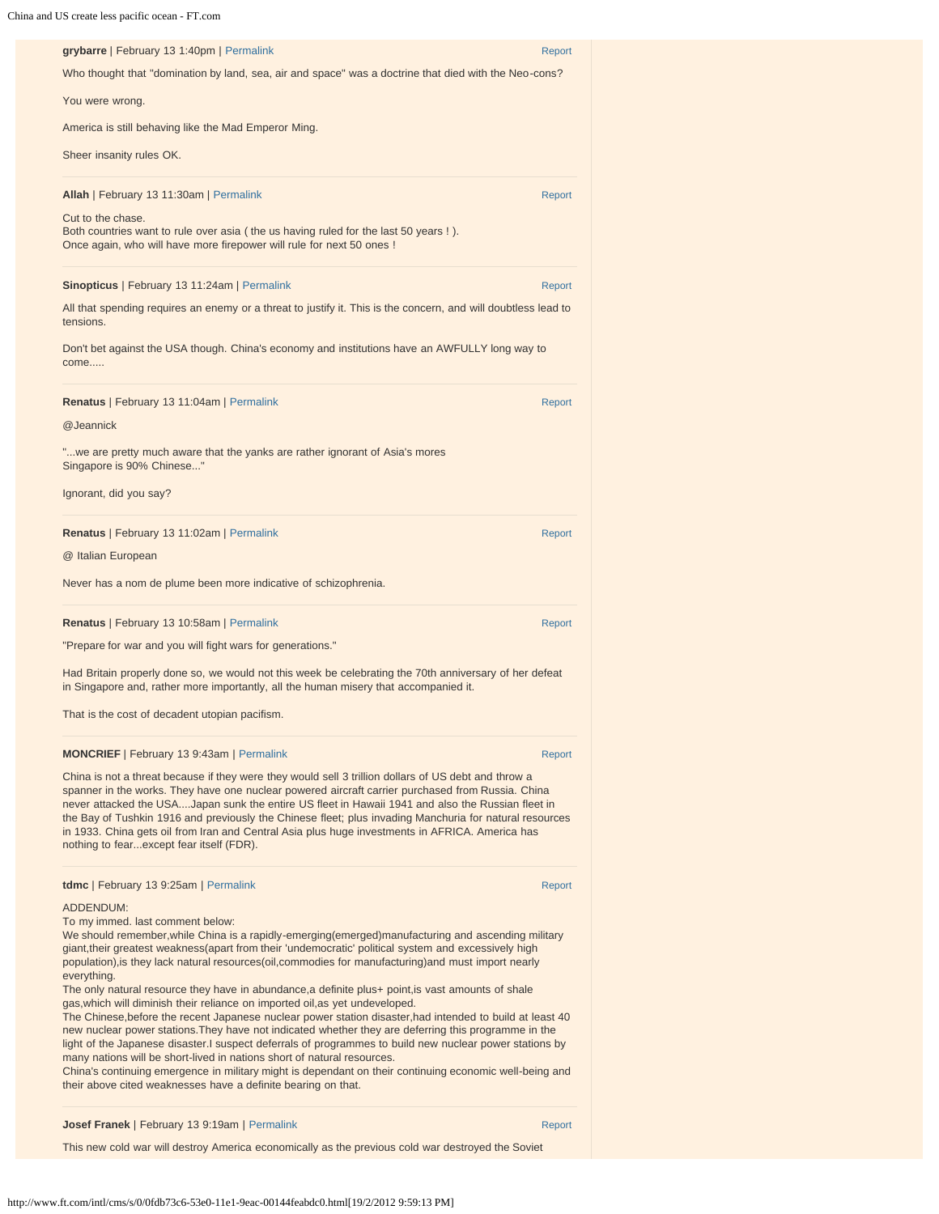**grybarre** | February 13 1:40pm | Permalink

Who thought that "domination by land, sea, air and space" was a doctrine that died with the Neo-cons?

You were wrong.

America is still behaving like the Mad Emperor Ming.

Sheer insanity rules OK.

---

**Allah** | February 13 11:30am | Permalink

Cut to the chase.
Both countries want to rule over asia ( the us having ruled for the last 50 years ! ).
Once again, who will have more firepower will rule for next 50 ones !

---

**Sinopticus** | February 13 11:24am | Permalink

All that spending requires an enemy or a threat to justify it. This is the concern, and will doubtless lead to tensions.

Don't bet against the USA though. China's economy and institutions have an AWFULLY long way to come.....

---

**Renatus** | February 13 11:04am | Permalink

@Jeannick

"...we are pretty much aware that the yanks are rather ignorant of Asia's mores
Singapore is 90% Chinese..."

Ignorant, did you say?

---

**Renatus** | February 13 11:02am | Permalink

@ Italian European

Never has a nom de plume been more indicative of schizophrenia.

---

**Renatus** | February 13 10:58am | Permalink

"Prepare for war and you will fight wars for generations."

Had Britain properly done so, we would not this week be celebrating the 70th anniversary of her defeat in Singapore and, rather more importantly, all the human misery that accompanied it.

That is the cost of decadent utopian pacifism.

---

**MONCRIEF** | February 13 9:43am | Permalink

China is not a threat because if they were they would sell 3 trillion dollars of US debt and throw a spanner in the works. They have one nuclear powered aircraft carrier purchased from Russia. China never attacked the USA....Japan sunk the entire US fleet in Hawaii 1941 and also the Russian fleet in the Bay of Tushkin 1916 and previously the Chinese fleet; plus invading Manchuria for natural resources in 1933. China gets oil from Iran and Central Asia plus huge investments in AFRICA. America has nothing to fear...except fear itself (FDR).

---

**tdmc** | February 13 9:25am | Permalink

ADDENDUM:
To my immed. last comment below:
We should remember,while China is a rapidly-emerging(emerged)manufacturing and ascending military giant,their greatest weakness(apart from their 'undemocratic' political system and excessively high population),is they lack natural resources(oil,commodies for manufacturing)and must import nearly everything.
The only natural resource they have in abundance,a definite plus+ point,is vast amounts of shale gas,which will diminish their reliance on imported oil,as yet undeveloped.
The Chinese,before the recent Japanese nuclear power station disaster,had intended to build at least 40 new nuclear power stations.They have not indicated whether they are deferring this programme in the light of the Japanese disaster.I suspect deferrals of programmes to build new nuclear power stations by many nations will be short-lived in nations short of natural resources.
China's continuing emergence in military might is dependant on their continuing economic well-being and their above cited weaknesses have a definite bearing on that.

---

**Josef Franek** | February 13 9:19am | Permalink

This new cold war will destroy America economically as the previous cold war destroyed the Soviet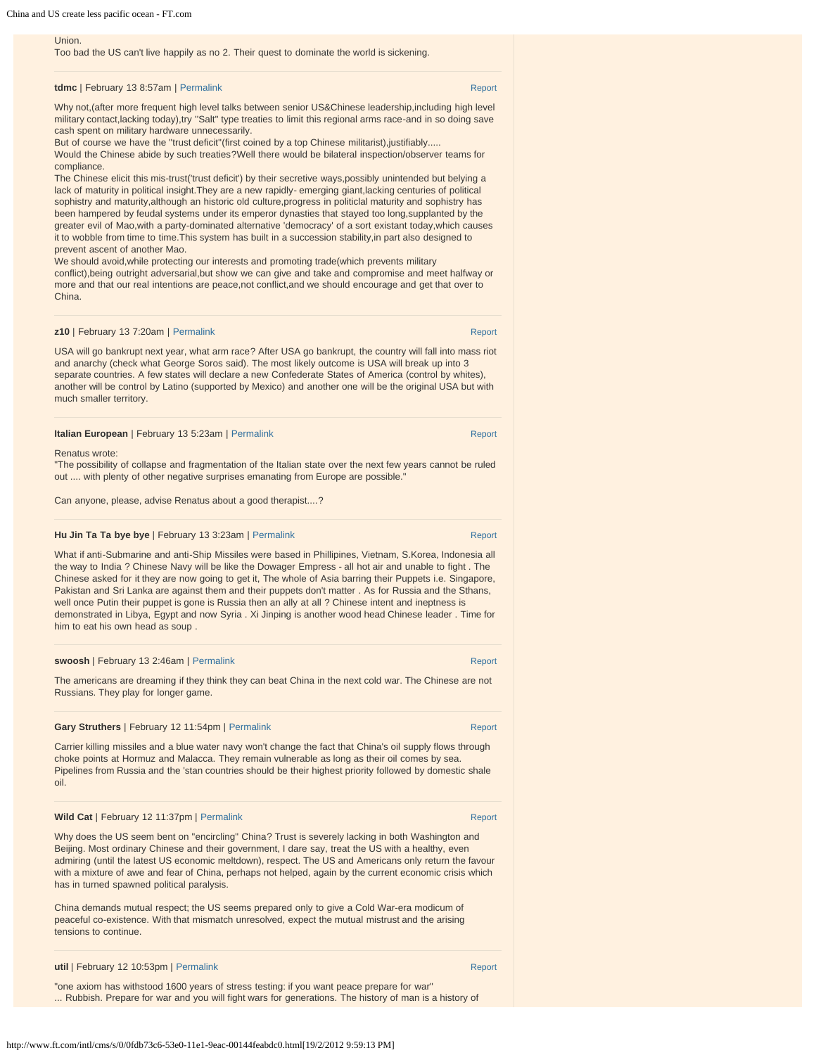Union.
Too bad the US can't live happily as no 2. Their quest to dominate the world is sickening.

**tdmc** | February 13 8:57am | Permalink Report

Why not,(after more frequent high level talks between senior US&Chinese leadership,including high level military contact,lacking today),try "Salt" type treaties to limit this regional arms race-and in so doing save cash spent on military hardware unnecessarily.
But of course we have the "trust deficit"(first coined by a top Chinese militarist),justifiably.....
Would the Chinese abide by such treaties?Well there would be bilateral inspection/observer teams for compliance.
The Chinese elicit this mis-trust('trust deficit') by their secretive ways,possibly unintended but belying a lack of maturity in political insight.They are a new rapidly- emerging giant,lacking centuries of political sophistry and maturity,although an historic old culture,progress in politiclal maturity and sophistry has been hampered by feudal systems under its emperor dynasties that stayed too long,supplanted by the greater evil of Mao,with a party-dominated alternative 'democracy' of a sort existant today,which causes it to wobble from time to time.This system has built in a succession stability,in part also designed to prevent ascent of another Mao.
We should avoid,while protecting our interests and promoting trade(which prevents military conflict),being outright adversarial,but show we can give and take and compromise and meet halfway or more and that our real intentions are peace,not conflict,and we should encourage and get that over to China.

**z10** | February 13 7:20am | Permalink Report

USA will go bankrupt next year, what arm race? After USA go bankrupt, the country will fall into mass riot and anarchy (check what George Soros said). The most likely outcome is USA will break up into 3 separate countries. A few states will declare a new Confederate States of America (control by whites), another will be control by Latino (supported by Mexico) and another one will be the original USA but with much smaller territory.

**Italian European** | February 13 5:23am | Permalink Report

Renatus wrote:
"The possibility of collapse and fragmentation of the Italian state over the next few years cannot be ruled out .... with plenty of other negative surprises emanating from Europe are possible."

Can anyone, please, advise Renatus about a good therapist....?

**Hu Jin Ta Ta bye bye** | February 13 3:23am | Permalink Report

What if anti-Submarine and anti-Ship Missiles were based in Phillipines, Vietnam, S.Korea, Indonesia all the way to India ? Chinese Navy will be like the Dowager Empress - all hot air and unable to fight . The Chinese asked for it they are now going to get it, The whole of Asia barring their Puppets i.e. Singapore, Pakistan and Sri Lanka are against them and their puppets don't matter . As for Russia and the Sthans, well once Putin their puppet is gone is Russia then an ally at all ? Chinese intent and ineptness is demonstrated in Libya, Egypt and now Syria . Xi Jinping is another wood head Chinese leader . Time for him to eat his own head as soup .

**swoosh** | February 13 2:46am | Permalink Report

The americans are dreaming if they think they can beat China in the next cold war. The Chinese are not Russians. They play for longer game.

**Gary Struthers** | February 12 11:54pm | Permalink Report

Carrier killing missiles and a blue water navy won't change the fact that China's oil supply flows through choke points at Hormuz and Malacca. They remain vulnerable as long as their oil comes by sea. Pipelines from Russia and the 'stan countries should be their highest priority followed by domestic shale oil.

**Wild Cat** | February 12 11:37pm | Permalink Report

Why does the US seem bent on "encircling" China? Trust is severely lacking in both Washington and Beijing. Most ordinary Chinese and their government, I dare say, treat the US with a healthy, even admiring (until the latest US economic meltdown), respect. The US and Americans only return the favour with a mixture of awe and fear of China, perhaps not helped, again by the current economic crisis which has in turned spawned political paralysis.

China demands mutual respect; the US seems prepared only to give a Cold War-era modicum of peaceful co-existence. With that mismatch unresolved, expect the mutual mistrust and the arising tensions to continue.

**util** | February 12 10:53pm | Permalink Report

"one axiom has withstood 1600 years of stress testing: if you want peace prepare for war"
... Rubbish. Prepare for war and you will fight wars for generations. The history of man is a history of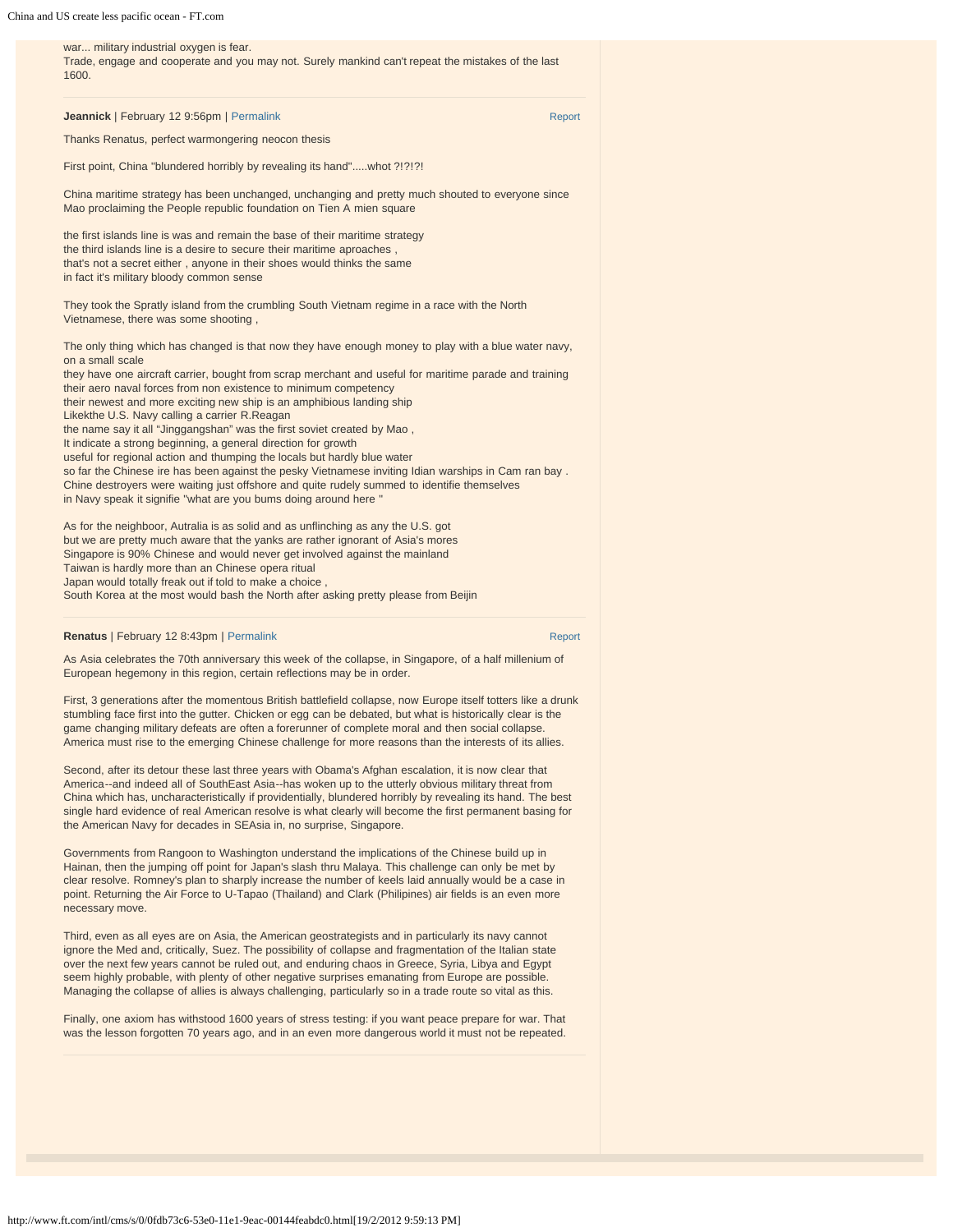war... military industrial oxygen is fear.
Trade, engage and cooperate and you may not. Surely mankind can't repeat the mistakes of the last 1600.

**Jeannick** | February 12 9:56pm | Permalink Report

Thanks Renatus, perfect warmongering neocon thesis

First point, China "blundered horribly by revealing its hand".....whot ?!?!?!

China maritime strategy has been unchanged, unchanging and pretty much shouted to everyone since Mao proclaiming the People republic foundation on Tien A mien square

the first islands line is was and remain the base of their maritime strategy
the third islands line is a desire to secure their maritime aproaches ,
that's not a secret either , anyone in their shoes would thinks the same
in fact it's military bloody common sense

They took the Spratly island from the crumbling South Vietnam regime in a race with the North Vietnamese, there was some shooting ,

The only thing which has changed is that now they have enough money to play with a blue water navy, on a small scale
they have one aircraft carrier, bought from scrap merchant and useful for maritime parade and training their aero naval forces from non existence to minimum competency
their newest and more exciting new ship is an amphibious landing ship
Likethe U.S. Navy calling a carrier R.Reagan
the name say it all "Jinggangshan" was the first soviet created by Mao ,
It indicate a strong beginning, a general direction for growth
useful for regional action and thumping the locals but hardly blue water
so far the Chinese ire has been against the pesky Vietnamese inviting Idian warships in Cam ran bay .
Chine destroyers were waiting just offshore and quite rudely summed to identifie themselves
in Navy speak it signifie "what are you bums doing around here "

As for the neighboor, Autralia is as solid and as unflinching as any the U.S. got
but we are pretty much aware that the yanks are rather ignorant of Asia's mores
Singapore is 90% Chinese and would never get involved against the mainland
Taiwan is hardly more than an Chinese opera ritual
Japan would totally freak out if told to make a choice ,
South Korea at the most would bash the North after asking pretty please from Beijin

**Renatus** | February 12 8:43pm | Permalink Report

As Asia celebrates the 70th anniversary this week of the collapse, in Singapore, of a half millenium of European hegemony in this region, certain reflections may be in order.

First, 3 generations after the momentous British battlefield collapse, now Europe itself totters like a drunk stumbling face first into the gutter. Chicken or egg can be debated, but what is historically clear is the game changing military defeats are often a forerunner of complete moral and then social collapse. America must rise to the emerging Chinese challenge for more reasons than the interests of its allies.

Second, after its detour these last three years with Obama's Afghan escalation, it is now clear that America--and indeed all of SouthEast Asia--has woken up to the utterly obvious military threat from China which has, uncharacteristically if providentially, blundered horribly by revealing its hand. The best single hard evidence of real American resolve is what clearly will become the first permanent basing for the American Navy for decades in SEAsia in, no surprise, Singapore.

Governments from Rangoon to Washington understand the implications of the Chinese build up in Hainan, then the jumping off point for Japan's slash thru Malaya. This challenge can only be met by clear resolve. Romney's plan to sharply increase the number of keels laid annually would be a case in point. Returning the Air Force to U-Tapao (Thailand) and Clark (Philipines) air fields is an even more necessary move.

Third, even as all eyes are on Asia, the American geostrategists and in particularly its navy cannot ignore the Med and, critically, Suez. The possibility of collapse and fragmentation of the Italian state over the next few years cannot be ruled out, and enduring chaos in Greece, Syria, Libya and Egypt seem highly probable, with plenty of other negative surprises emanating from Europe are possible. Managing the collapse of allies is always challenging, particularly so in a trade route so vital as this.

Finally, one axiom has withstood 1600 years of stress testing: if you want peace prepare for war. That was the lesson forgotten 70 years ago, and in an even more dangerous world it must not be repeated.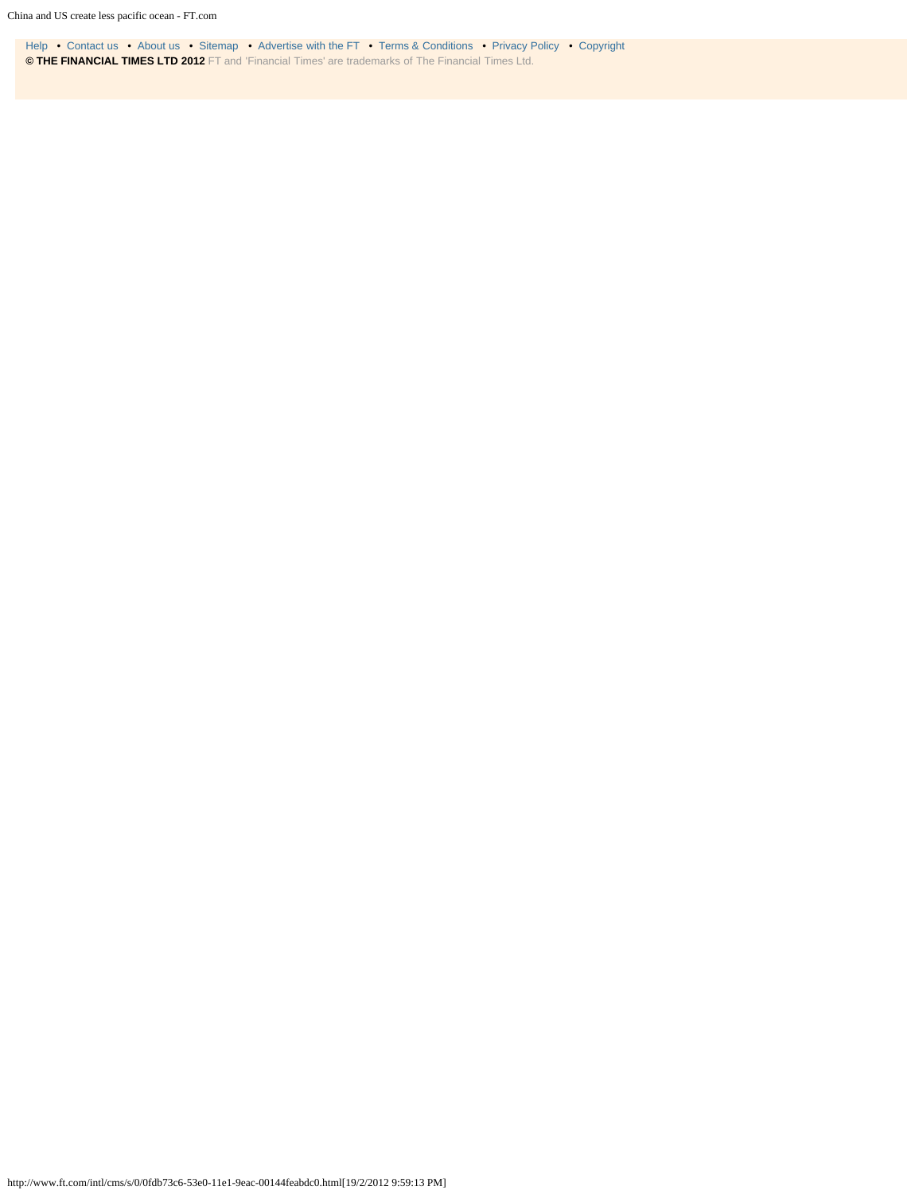Help • Contact us • About us • Sitemap • Advertise with the FT • Terms & Conditions • Privacy Policy • Copyright
**© THE FINANCIAL TIMES LTD 2012** FT and 'Financial Times' are trademarks of The Financial Times Ltd.